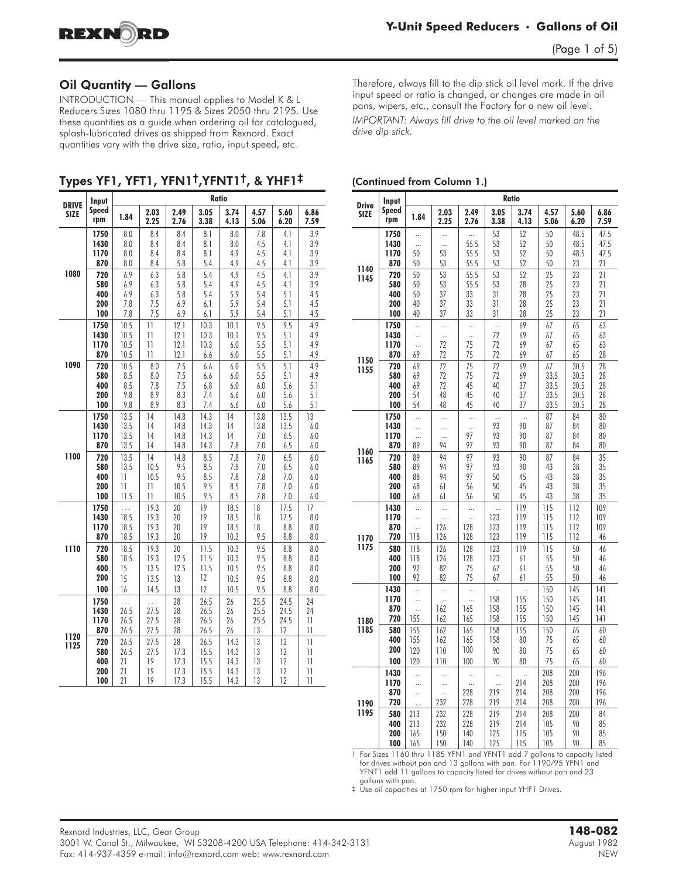## Oil Quantity — Gallons

INTRODUCTION — This manual applies to Model K & L Reducers Sizes 1080 thru 1195 & Sizes 2050 thru 2195. Use these quantities as a guide when ordering oil for catalogued, splash-lubricated drives as shipped from Rexnord. Exact quantities vary with the drive size, ratio, input speed, etc.

Therefore, always fill to the dip stick oil level mark. If the drive input speed or ratio is changed, or changes are made in oil pans, wipers, etc., consult the Factory for a new oil level.

*IMPORTANT: Always fill drive to the oil level marked on the drive dip stick.*

### Types YF1, YFT1, YFN1†,YFNT1†, & YHF1‡

| DRIVE SIZE | Input Speed rpm | Ratio | | | | | | | |
|---|---|---|---|---|---|---|---|---|---|
| | | 1.84 | 2.03 2.25 | 2.49 2.76 | 3.05 3.38 | 3.74 4.13 | 4.57 5.06 | 5.60 6.20 | 6.86 7.59 |
| 1080 | 1750 | 8.0 | 8.4 | 8.4 | 8.1 | 8.0 | 7.8 | 4.1 | 3.9 |
| | 1430 | 8.0 | 8.4 | 8.4 | 8.1 | 8.0 | 4.5 | 4.1 | 3.9 |
| | 1170 | 8.0 | 8.4 | 8.4 | 8.1 | 4.9 | 4.5 | 4.1 | 3.9 |
| | 870 | 8.0 | 8.4 | 5.8 | 5.4 | 4.9 | 4.5 | 4.1 | 3.9 |
| | 720 | 6.9 | 6.3 | 5.8 | 5.4 | 4.9 | 4.5 | 4.1 | 3.9 |
| | 580 | 6.9 | 6.3 | 5.8 | 5.4 | 4.9 | 4.5 | 4.1 | 3.9 |
| | 400 | 6.9 | 6.3 | 5.8 | 5.4 | 5.9 | 5.4 | 5.1 | 4.5 |
| | 200 | 7.8 | 7.5 | 6.9 | 6.1 | 5.9 | 5.4 | 5.1 | 4.5 |
| | 100 | 7.8 | 7.5 | 6.9 | 6.1 | 5.9 | 5.4 | 5.1 | 4.5 |
| 1090 | 1750 | 10.5 | 11 | 12.1 | 10.3 | 10.1 | 9.5 | 9.5 | 4.9 |
| | 1430 | 10.5 | 11 | 12.1 | 10.3 | 10.1 | 9.5 | 5.1 | 4.9 |
| | 1170 | 10.5 | 11 | 12.1 | 10.3 | 6.0 | 5.5 | 5.1 | 4.9 |
| | 870 | 10.5 | 11 | 12.1 | 6.6 | 6.0 | 5.5 | 5.1 | 4.9 |
| | 720 | 10.5 | 8.0 | 7.5 | 6.6 | 6.0 | 5.5 | 5.1 | 4.9 |
| | 580 | 8.5 | 8.0 | 7.5 | 6.6 | 6.0 | 5.5 | 5.1 | 4.9 |
| | 400 | 8.5 | 7.8 | 7.5 | 6.8 | 6.0 | 6.0 | 5.6 | 5.1 |
| | 200 | 9.8 | 8.9 | 8.3 | 7.4 | 6.6 | 6.0 | 5.6 | 5.1 |
| | 100 | 9.8 | 8.9 | 8.3 | 7.4 | 6.6 | 6.0 | 5.6 | 5.1 |
| 1100 | 1750 | 13.5 | 14 | 14.8 | 14.3 | 14 | 13.8 | 13.5 | 13 |
| | 1430 | 13.5 | 14 | 14.8 | 14.3 | 14 | 13.8 | 13.5 | 6.0 |
| | 1170 | 13.5 | 14 | 14.8 | 14.3 | 14 | 7.0 | 6.5 | 6.0 |
| | 870 | 13.5 | 14 | 14.8 | 14.3 | 7.8 | 7.0 | 6.5 | 6.0 |
| | 720 | 13.5 | 14 | 14.8 | 8.5 | 7.8 | 7.0 | 6.5 | 6.0 |
| | 580 | 13.5 | 10.5 | 9.5 | 8.5 | 7.8 | 7.0 | 6.5 | 6.0 |
| | 400 | 11 | 10.5 | 9.5 | 8.5 | 7.8 | 7.8 | 7.0 | 6.0 |
| | 200 | 11 | 11 | 10.5 | 9.5 | 8.5 | 7.8 | 7.0 | 6.0 |
| | 100 | 11.5 | 11 | 10.5 | 9.5 | 8.5 | 7.8 | 7.0 | 6.0 |
| 1110 | 1750 | ... | 19.3 | 20 | 19 | 18.5 | 18 | 17.5 | 17 |
| | 1430 | 18.5 | 19.3 | 20 | 19 | 18.5 | 18 | 17.5 | 8.0 |
| | 1170 | 18.5 | 19.3 | 20 | 19 | 18.5 | 18 | 8.8 | 8.0 |
| | 870 | 18.5 | 19.3 | 20 | 19 | 10.3 | 9.5 | 8.8 | 8.0 |
| | 720 | 18.5 | 19.3 | 20 | 11.5 | 10.3 | 9.5 | 8.8 | 8.0 |
| | 580 | 18.5 | 19.3 | 12.5 | 11.5 | 10.3 | 9.5 | 8.8 | 8.0 |
| | 400 | 15 | 13.5 | 12.5 | 11.5 | 10.5 | 9.5 | 8.8 | 8.0 |
| | 200 | 15 | 13.5 | 13 | 12 | 10.5 | 9.5 | 8.8 | 8.0 |
| | 100 | 16 | 14.5 | 13 | 12 | 10.5 | 9.5 | 8.8 | 8.0 |
| 1120 1125 | 1750 | ... | ... | 28 | 26.5 | 26 | 25.5 | 24.5 | 24 |
| | 1430 | 26.5 | 27.5 | 28 | 26.5 | 26 | 25.5 | 24.5 | 24 |
| | 1170 | 26.5 | 27.5 | 28 | 26.5 | 26 | 25.5 | 24.5 | 11 |
| | 870 | 26.5 | 27.5 | 28 | 26.5 | 26 | 13 | 12 | 11 |
| | 720 | 26.5 | 27.5 | 28 | 26.5 | 14.3 | 13 | 12 | 11 |
| | 580 | 26.5 | 27.5 | 17.3 | 15.5 | 14.3 | 13 | 12 | 11 |
| | 400 | 21 | 19 | 17.3 | 15.5 | 14.3 | 13 | 12 | 11 |
| | 200 | 21 | 19 | 17.3 | 15.5 | 14.3 | 13 | 12 | 11 |
| | 100 | 21 | 19 | 17.3 | 15.5 | 14.3 | 13 | 12 | 11 |

### (Continued from Column 1.)

| Drive SIZE | Input Speed rpm | Ratio | | | | | | | |
|---|---|---|---|---|---|---|---|---|---|
| | | 1.84 | 2.03 2.25 | 2.49 2.76 | 3.05 3.38 | 3.74 4.13 | 4.57 5.06 | 5.60 6.20 | 6.86 7.59 |
| 1140 1145 | 1750 | ... | ... | ... | 53 | 52 | 50 | 48.5 | 47.5 |
| | 1430 | ... | ... | 55.5 | 53 | 52 | 50 | 48.5 | 47.5 |
| | 1170 | 50 | 53 | 55.5 | 53 | 52 | 50 | 48.5 | 47.5 |
| | 870 | 50 | 53 | 55.5 | 53 | 52 | 50 | 23 | 21 |
| | 720 | 50 | 53 | 55.5 | 53 | 52 | 25 | 23 | 21 |
| | 580 | 50 | 53 | 55.5 | 53 | 28 | 25 | 23 | 21 |
| | 400 | 50 | 37 | 33 | 31 | 28 | 25 | 23 | 21 |
| | 200 | 40 | 37 | 33 | 31 | 28 | 25 | 23 | 21 |
| | 100 | 40 | 37 | 33 | 31 | 28 | 25 | 23 | 21 |
| 1150 1155 | 1750 | ... | ... | ... | ... | 69 | 67 | 65 | 63 |
| | 1430 | ... | ... | ... | 72 | 69 | 67 | 65 | 63 |
| | 1170 | ... | 72 | 75 | 72 | 69 | 67 | 65 | 63 |
| | 870 | 69 | 72 | 75 | 72 | 69 | 67 | 65 | 28 |
| | 720 | 69 | 72 | 75 | 72 | 69 | 67 | 30.5 | 28 |
| | 580 | 69 | 72 | 75 | 72 | 69 | 33.5 | 30.5 | 28 |
| | 400 | 69 | 72 | 45 | 40 | 37 | 33.5 | 30.5 | 28 |
| | 200 | 54 | 48 | 45 | 40 | 37 | 33.5 | 30.5 | 28 |
| | 100 | 54 | 48 | 45 | 40 | 37 | 33.5 | 30.5 | 28 |
| 1160 1165 | 1750 | ... | ... | ... | ... | ... | 87 | 84 | 80 |
| | 1430 | ... | ... | ... | 93 | 90 | 87 | 84 | 80 |
| | 1170 | ... | ... | 97 | 93 | 90 | 87 | 84 | 80 |
| | 870 | 89 | 94 | 97 | 93 | 90 | 87 | 84 | 80 |
| | 720 | 89 | 94 | 97 | 93 | 90 | 87 | 84 | 35 |
| | 580 | 89 | 94 | 97 | 93 | 90 | 43 | 38 | 35 |
| | 400 | 88 | 94 | 97 | 50 | 45 | 43 | 38 | 35 |
| | 200 | 68 | 61 | 56 | 50 | 45 | 43 | 38 | 35 |
| | 100 | 68 | 61 | 56 | 50 | 45 | 43 | 38 | 35 |
| 1170 1175 | 1430 | ... | ... | ... | ... | 119 | 115 | 112 | 109 |
| | 1170 | ... | ... | ... | 123 | 119 | 115 | 112 | 109 |
| | 870 | ... | 126 | 128 | 123 | 119 | 115 | 112 | 109 |
| | 720 | 118 | 126 | 128 | 123 | 119 | 115 | 112 | 46 |
| | 580 | 118 | 126 | 128 | 123 | 119 | 115 | 50 | 46 |
| | 400 | 118 | 126 | 128 | 123 | 61 | 55 | 50 | 46 |
| | 200 | 92 | 82 | 75 | 67 | 61 | 55 | 50 | 46 |
| | 100 | 92 | 82 | 75 | 67 | 61 | 55 | 50 | 46 |
| 1180 1185 | 1430 | ... | ... | ... | ... | ... | 150 | 145 | 141 |
| | 1170 | ... | ... | ... | 158 | 155 | 150 | 145 | 141 |
| | 870 | ... | 162 | 165 | 158 | 155 | 150 | 145 | 141 |
| | 720 | 155 | 162 | 165 | 158 | 155 | 150 | 145 | 141 |
| | 580 | 155 | 162 | 165 | 158 | 155 | 150 | 65 | 60 |
| | 400 | 155 | 162 | 165 | 158 | 80 | 75 | 65 | 60 |
| | 200 | 120 | 110 | 100 | 90 | 80 | 75 | 65 | 60 |
| | 100 | 120 | 110 | 100 | 90 | 80 | 75 | 65 | 60 |
| 1190 1195 | 1430 | ... | ... | ... | ... | ... | 208 | 200 | 196 |
| | 1170 | ... | ... | ... | ... | 214 | 208 | 200 | 196 |
| | 870 | ... | ... | 228 | 219 | 214 | 208 | 200 | 196 |
| | 720 | ... | 232 | 228 | 219 | 214 | 208 | 200 | 196 |
| | 580 | 213 | 232 | 228 | 219 | 214 | 208 | 200 | 84 |
| | 400 | 213 | 232 | 228 | 219 | 214 | 105 | 90 | 85 |
| | 200 | 165 | 150 | 140 | 125 | 115 | 105 | 90 | 85 |
| | 100 | 165 | 150 | 140 | 125 | 115 | 105 | 90 | 85 |

† For Sizes 1160 thru 1185 YFN1 and YFNT1 add 7 gallons to capacity listed for drives without pan and 13 gallons with pan. For 1190/95 YFN1 and YFNT1 add 11 gallons to capacity listed for drives without pan and 23 gallons with pan.

‡ Use oil capacities at 1750 rpm for higher input YHF1 Drives.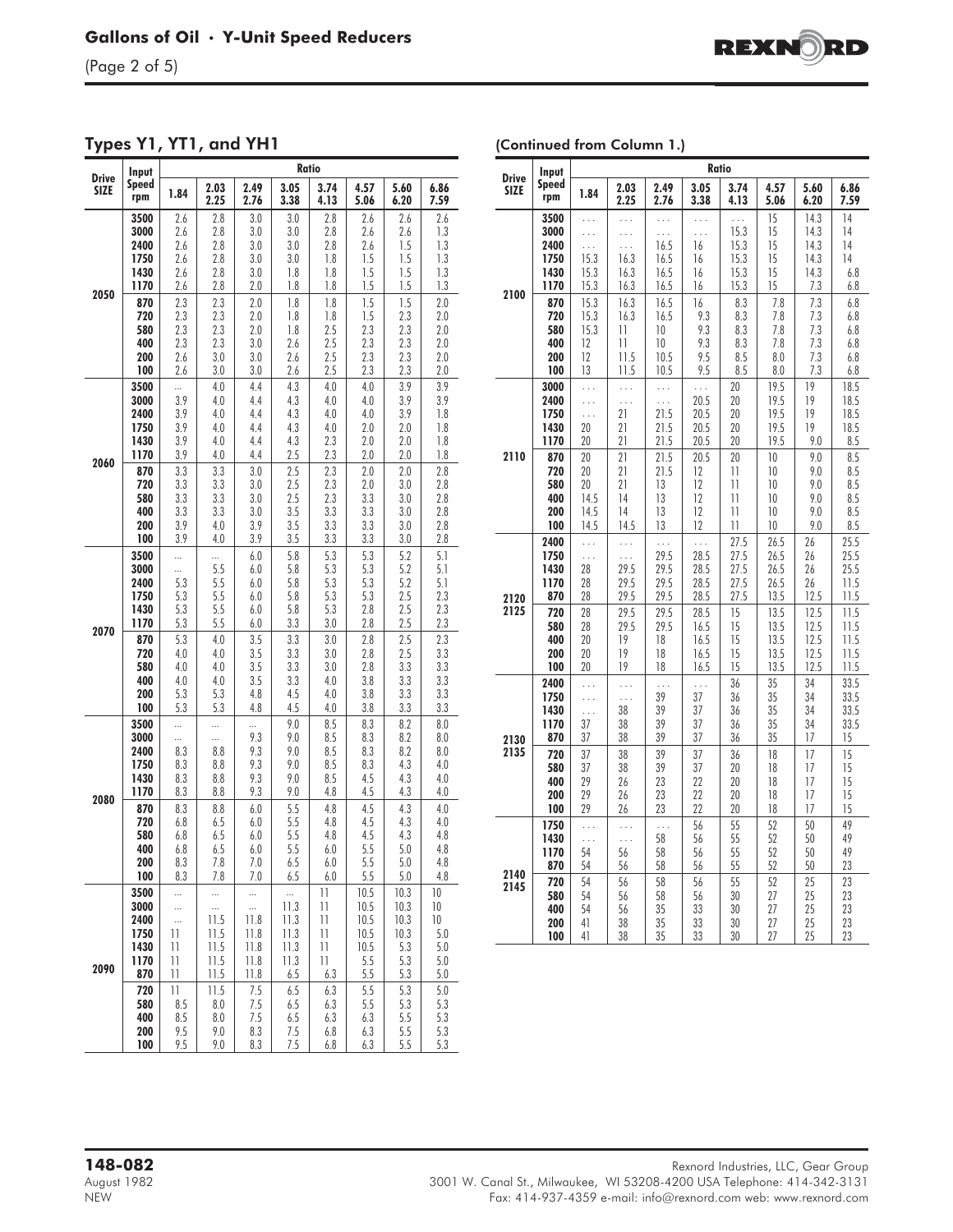## Types Y1, YT1, and YH1

| Drive SIZE | Input Speed rpm | Ratio | | | | | | | |
|---|---|---|---|---|---|---|---|---|---|
| | | 1.84 | 2.03 2.25 | 2.49 2.76 | 3.05 3.38 | 3.74 4.13 | 4.57 5.06 | 5.60 6.20 | 6.86 7.59 |
| 2050 | 3500 | 2.6 | 2.8 | 3.0 | 3.0 | 2.8 | 2.6 | 2.6 | 2.6 |
| | 3000 | 2.6 | 2.8 | 3.0 | 3.0 | 2.8 | 2.6 | 2.6 | 1.3 |
| | 2400 | 2.6 | 2.8 | 3.0 | 3.0 | 2.8 | 2.6 | 1.5 | 1.3 |
| | 1750 | 2.6 | 2.8 | 3.0 | 3.0 | 1.8 | 1.5 | 1.5 | 1.3 |
| | 1430 | 2.6 | 2.8 | 3.0 | 1.8 | 1.8 | 1.5 | 1.5 | 1.3 |
| | 1170 | 2.6 | 2.8 | 2.0 | 1.8 | 1.8 | 1.5 | 1.5 | 1.3 |
| | 870 | 2.3 | 2.3 | 2.0 | 1.8 | 1.8 | 1.5 | 1.5 | 2.0 |
| | 720 | 2.3 | 2.3 | 2.0 | 1.8 | 1.8 | 1.5 | 2.3 | 2.0 |
| | 580 | 2.3 | 2.3 | 2.0 | 1.8 | 2.5 | 2.3 | 2.3 | 2.0 |
| | 400 | 2.3 | 2.3 | 3.0 | 2.6 | 2.5 | 2.3 | 2.3 | 2.0 |
| | 200 | 2.6 | 3.0 | 3.0 | 2.6 | 2.5 | 2.3 | 2.3 | 2.0 |
| | 100 | 2.6 | 3.0 | 3.0 | 2.6 | 2.5 | 2.3 | 2.3 | 2.0 |
| 2060 | 3500 | ... | 4.0 | 4.4 | 4.3 | 4.0 | 4.0 | 3.9 | 3.9 |
| | 3000 | 3.9 | 4.0 | 4.4 | 4.3 | 4.0 | 4.0 | 3.9 | 3.9 |
| | 2400 | 3.9 | 4.0 | 4.4 | 4.3 | 4.0 | 4.0 | 3.9 | 1.8 |
| | 1750 | 3.9 | 4.0 | 4.4 | 4.3 | 4.0 | 2.0 | 2.0 | 1.8 |
| | 1430 | 3.9 | 4.0 | 4.4 | 4.3 | 2.3 | 2.0 | 2.0 | 1.8 |
| | 1170 | 3.9 | 4.0 | 4.4 | 2.5 | 2.3 | 2.0 | 2.0 | 1.8 |
| | 870 | 3.3 | 3.3 | 3.0 | 2.5 | 2.3 | 2.0 | 2.0 | 2.8 |
| | 720 | 3.3 | 3.3 | 3.0 | 2.5 | 2.3 | 2.0 | 3.0 | 2.8 |
| | 580 | 3.3 | 3.3 | 3.0 | 2.5 | 2.3 | 3.3 | 3.0 | 2.8 |
| | 400 | 3.3 | 3.3 | 3.0 | 3.5 | 3.3 | 3.3 | 3.0 | 2.8 |
| | 200 | 3.9 | 4.0 | 3.9 | 3.5 | 3.3 | 3.3 | 3.0 | 2.8 |
| | 100 | 3.9 | 4.0 | 3.9 | 3.5 | 3.3 | 3.3 | 3.0 | 2.8 |
| 2070 | 3500 | ... | ... | 6.0 | 5.8 | 5.3 | 5.3 | 5.2 | 5.1 |
| | 3000 | ... | 5.5 | 6.0 | 5.8 | 5.3 | 5.3 | 5.2 | 5.1 |
| | 2400 | 5.3 | 5.5 | 6.0 | 5.8 | 5.3 | 5.3 | 5.2 | 5.1 |
| | 1750 | 5.3 | 5.5 | 6.0 | 5.8 | 5.3 | 5.3 | 2.5 | 2.3 |
| | 1430 | 5.3 | 5.5 | 6.0 | 5.8 | 5.3 | 2.8 | 2.5 | 2.3 |
| | 1170 | 5.3 | 5.5 | 6.0 | 3.3 | 3.0 | 2.8 | 2.5 | 2.3 |
| | 870 | 5.3 | 4.0 | 3.5 | 3.3 | 3.0 | 2.8 | 2.5 | 2.3 |
| | 720 | 4.0 | 4.0 | 3.5 | 3.3 | 3.0 | 2.8 | 2.5 | 3.3 |
| | 580 | 4.0 | 4.0 | 3.5 | 3.3 | 3.0 | 2.8 | 3.3 | 3.3 |
| | 400 | 4.0 | 4.0 | 3.5 | 3.3 | 4.0 | 3.8 | 3.3 | 3.3 |
| | 200 | 5.3 | 5.3 | 4.8 | 4.5 | 4.0 | 3.8 | 3.3 | 3.3 |
| | 100 | 5.3 | 5.3 | 4.8 | 4.5 | 4.0 | 3.8 | 3.3 | 3.3 |
| 2080 | 3500 | ... | ... | ... | 9.0 | 8.5 | 8.3 | 8.2 | 8.0 |
| | 3000 | ... | ... | 9.3 | 9.0 | 8.5 | 8.3 | 8.2 | 8.0 |
| | 2400 | 8.3 | 8.8 | 9.3 | 9.0 | 8.5 | 8.3 | 8.2 | 8.0 |
| | 1750 | 8.3 | 8.8 | 9.3 | 9.0 | 8.5 | 8.3 | 4.3 | 4.0 |
| | 1430 | 8.3 | 8.8 | 9.3 | 9.0 | 8.5 | 4.5 | 4.3 | 4.0 |
| | 1170 | 8.3 | 8.8 | 9.3 | 9.0 | 4.8 | 4.5 | 4.3 | 4.0 |
| | 870 | 8.3 | 8.8 | 6.0 | 5.5 | 4.8 | 4.5 | 4.3 | 4.0 |
| | 720 | 6.8 | 6.5 | 6.0 | 5.5 | 4.8 | 4.5 | 4.3 | 4.0 |
| | 580 | 6.8 | 6.5 | 6.0 | 5.5 | 4.8 | 4.5 | 4.3 | 4.8 |
| | 400 | 6.8 | 6.5 | 6.0 | 5.5 | 6.0 | 5.5 | 5.0 | 4.8 |
| | 200 | 8.3 | 7.8 | 7.0 | 6.5 | 6.0 | 5.5 | 5.0 | 4.8 |
| | 100 | 8.3 | 7.8 | 7.0 | 6.5 | 6.0 | 5.5 | 5.0 | 4.8 |
| 2090 | 3500 | ... | ... | ... | ... | 11 | 10.5 | 10.3 | 10 |
| | 3000 | ... | ... | ... | 11.3 | 11 | 10.5 | 10.3 | 10 |
| | 2400 | ... | 11.5 | 11.8 | 11.3 | 11 | 10.5 | 10.3 | 10 |
| | 1750 | 11 | 11.5 | 11.8 | 11.3 | 11 | 10.5 | 10.3 | 5.0 |
| | 1430 | 11 | 11.5 | 11.8 | 11.3 | 11 | 10.5 | 5.3 | 5.0 |
| | 1170 | 11 | 11.5 | 11.8 | 11.3 | 11 | 5.5 | 5.3 | 5.0 |
| | 870 | 11 | 11.5 | 11.8 | 6.5 | 6.3 | 5.5 | 5.3 | 5.0 |
| | 720 | 11 | 11.5 | 7.5 | 6.5 | 6.3 | 5.5 | 5.3 | 5.0 |
| | 580 | 8.5 | 8.0 | 7.5 | 6.5 | 6.3 | 5.5 | 5.3 | 5.3 |
| | 400 | 8.5 | 8.0 | 7.5 | 6.5 | 6.3 | 6.3 | 5.5 | 5.3 |
| | 200 | 9.5 | 9.0 | 8.3 | 7.5 | 6.8 | 6.3 | 5.5 | 5.3 |
| | 100 | 9.5 | 9.0 | 8.3 | 7.5 | 6.8 | 6.3 | 5.5 | 5.3 |

### (Continued from Column 1.)

| Drive SIZE | Input Speed rpm | Ratio | | | | | | | |
|---|---|---|---|---|---|---|---|---|---|
| | | 1.84 | 2.03 2.25 | 2.49 2.76 | 3.05 3.38 | 3.74 4.13 | 4.57 5.06 | 5.60 6.20 | 6.86 7.59 |
| 2100 | 3500 | ... | ... | ... | ... | ... | 15 | 14.3 | 14 |
| | 3000 | ... | ... | ... | ... | 15.3 | 15 | 14.3 | 14 |
| | 2400 | ... | ... | 16.5 | 16 | 15.3 | 15 | 14.3 | 14 |
| | 1750 | 15.3 | 16.3 | 16.5 | 16 | 15.3 | 15 | 14.3 | 14 |
| | 1430 | 15.3 | 16.3 | 16.5 | 16 | 15.3 | 15 | 14.3 | 6.8 |
| | 1170 | 15.3 | 16.3 | 16.5 | 16 | 15.3 | 15 | 7.3 | 6.8 |
| | 870 | 15.3 | 16.3 | 16.5 | 16 | 8.3 | 7.8 | 7.3 | 6.8 |
| | 720 | 15.3 | 16.3 | 16.5 | 9.3 | 8.3 | 7.8 | 7.3 | 6.8 |
| | 580 | 15.3 | 11 | 10 | 9.3 | 8.3 | 7.8 | 7.3 | 6.8 |
| | 400 | 12 | 11 | 10 | 9.3 | 8.3 | 7.8 | 7.3 | 6.8 |
| | 200 | 12 | 11.5 | 10.5 | 9.5 | 8.5 | 8.0 | 7.3 | 6.8 |
| | 100 | 13 | 11.5 | 10.5 | 9.5 | 8.5 | 8.0 | 7.3 | 6.8 |
| 2110 | 3000 | ... | ... | ... | ... | 20 | 19.5 | 19 | 18.5 |
| | 2400 | ... | ... | ... | 20.5 | 20 | 19.5 | 19 | 18.5 |
| | 1750 | ... | 21 | 21.5 | 20.5 | 20 | 19.5 | 19 | 18.5 |
| | 1430 | 20 | 21 | 21.5 | 20.5 | 20 | 19.5 | 19 | 18.5 |
| | 1170 | 20 | 21 | 21.5 | 20.5 | 20 | 19.5 | 9.0 | 8.5 |
| | 870 | 20 | 21 | 21.5 | 20.5 | 20 | 10 | 9.0 | 8.5 |
| | 720 | 20 | 21 | 21.5 | 12 | 11 | 10 | 9.0 | 8.5 |
| | 580 | 20 | 21 | 13 | 12 | 11 | 10 | 9.0 | 8.5 |
| | 400 | 14.5 | 14 | 13 | 12 | 11 | 10 | 9.0 | 8.5 |
| | 200 | 14.5 | 14 | 13 | 12 | 11 | 10 | 9.0 | 8.5 |
| | 100 | 14.5 | 14.5 | 13 | 12 | 11 | 10 | 9.0 | 8.5 |
| 2120 2125 | 2400 | ... | ... | ... | ... | 27.5 | 26.5 | 26 | 25.5 |
| | 1750 | ... | ... | 29.5 | 28.5 | 27.5 | 26.5 | 26 | 25.5 |
| | 1430 | 28 | 29.5 | 29.5 | 28.5 | 27.5 | 26.5 | 26 | 25.5 |
| | 1170 | 28 | 29.5 | 29.5 | 28.5 | 27.5 | 26.5 | 26 | 11.5 |
| | 870 | 28 | 29.5 | 29.5 | 28.5 | 27.5 | 13.5 | 12.5 | 11.5 |
| | 720 | 28 | 29.5 | 29.5 | 28.5 | 15 | 13.5 | 12.5 | 11.5 |
| | 580 | 28 | 29.5 | 29.5 | 16.5 | 15 | 13.5 | 12.5 | 11.5 |
| | 400 | 20 | 19 | 18 | 16.5 | 15 | 13.5 | 12.5 | 11.5 |
| | 200 | 20 | 19 | 18 | 16.5 | 15 | 13.5 | 12.5 | 11.5 |
| | 100 | 20 | 19 | 18 | 16.5 | 15 | 13.5 | 12.5 | 11.5 |
| 2130 2135 | 2400 | ... | ... | ... | ... | 36 | 35 | 34 | 33.5 |
| | 1750 | ... | ... | 39 | 37 | 36 | 35 | 34 | 33.5 |
| | 1430 | ... | 38 | 39 | 37 | 36 | 35 | 34 | 33.5 |
| | 1170 | 37 | 38 | 39 | 37 | 36 | 35 | 34 | 33.5 |
| | 870 | 37 | 38 | 39 | 37 | 36 | 35 | 17 | 15 |
| | 720 | 37 | 38 | 39 | 37 | 36 | 18 | 17 | 15 |
| | 580 | 37 | 38 | 39 | 37 | 20 | 18 | 17 | 15 |
| | 400 | 29 | 26 | 23 | 22 | 20 | 18 | 17 | 15 |
| | 200 | 29 | 26 | 23 | 22 | 20 | 18 | 17 | 15 |
| | 100 | 29 | 26 | 23 | 22 | 20 | 18 | 17 | 15 |
| 2140 2145 | 1750 | ... | ... | ... | 56 | 55 | 52 | 50 | 49 |
| | 1430 | ... | ... | 58 | 56 | 55 | 52 | 50 | 49 |
| | 1170 | 54 | 56 | 58 | 56 | 55 | 52 | 50 | 49 |
| | 870 | 54 | 56 | 58 | 56 | 55 | 52 | 50 | 23 |
| | 720 | 54 | 56 | 58 | 56 | 55 | 52 | 25 | 23 |
| | 580 | 54 | 56 | 58 | 56 | 30 | 27 | 25 | 23 |
| | 400 | 54 | 56 | 35 | 33 | 30 | 27 | 25 | 23 |
| | 200 | 41 | 38 | 35 | 33 | 30 | 27 | 25 | 23 |
| | 100 | 41 | 38 | 35 | 33 | 30 | 27 | 25 | 23 |

**148-082**
August 1982
NEW

Rexnord Industries, LLC, Gear Group
3001 W. Canal St., Milwaukee, WI 53208-4200 USA Telephone: 414-342-3131
Fax: 414-937-4359 e-mail: info@rexnord.com web: www.rexnord.com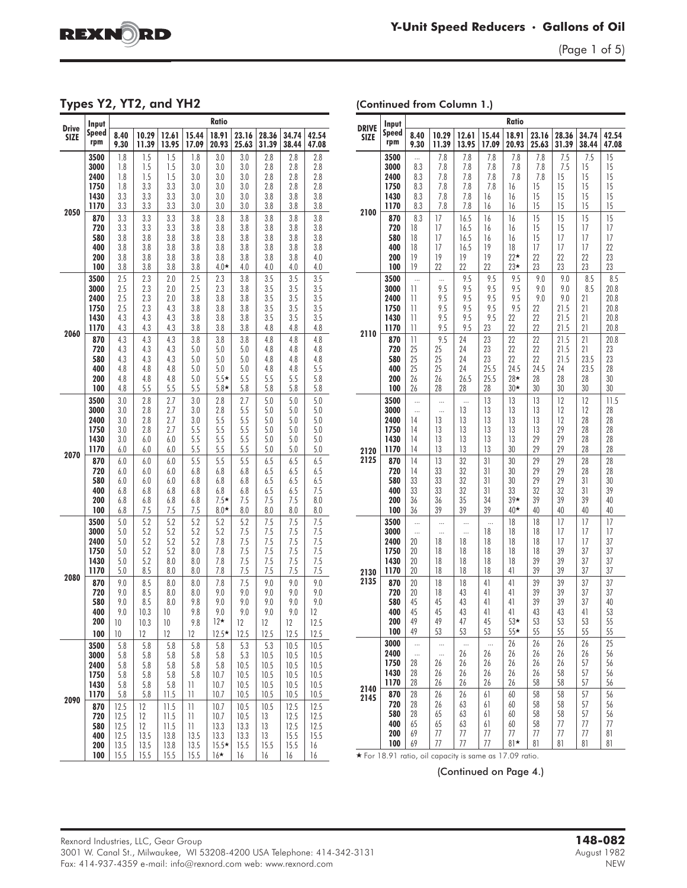## Types Y2, YT2, and YH2

| Drive SIZE | Input Speed rpm | Ratio 8.40 9.30 | 10.29 11.39 | 12.61 13.95 | 15.44 17.09 | 18.91 20.93 | 23.16 25.63 | 28.36 31.39 | 34.74 38.44 | 42.54 47.08 |
|---|---|---|---|---|---|---|---|---|---|---|
| 2050 | 3500 | 1.8 | 1.5 | 1.5 | 1.8 | 3.0 | 3.0 | 2.8 | 2.8 | 2.8 |
| | 3000 | 1.8 | 1.5 | 1.5 | 3.0 | 3.0 | 3.0 | 2.8 | 2.8 | 2.8 |
| | 2400 | 1.8 | 1.5 | 1.5 | 3.0 | 3.0 | 3.0 | 2.8 | 2.8 | 2.8 |
| | 1750 | 1.8 | 3.3 | 3.3 | 3.0 | 3.0 | 3.0 | 2.8 | 2.8 | 2.8 |
| | 1430 | 3.3 | 3.3 | 3.3 | 3.0 | 3.0 | 3.0 | 3.8 | 3.8 | 3.8 |
| | 1170 | 3.3 | 3.3 | 3.3 | 3.0 | 3.0 | 3.0 | 3.8 | 3.8 | 3.8 |
| | 870 | 3.3 | 3.3 | 3.3 | 3.8 | 3.8 | 3.8 | 3.8 | 3.8 | 3.8 |
| | 720 | 3.3 | 3.3 | 3.3 | 3.8 | 3.8 | 3.8 | 3.8 | 3.8 | 3.8 |
| | 580 | 3.8 | 3.8 | 3.8 | 3.8 | 3.8 | 3.8 | 3.8 | 3.8 | 3.8 |
| | 400 | 3.8 | 3.8 | 3.8 | 3.8 | 3.8 | 3.8 | 3.8 | 3.8 | 3.8 |
| | 200 | 3.8 | 3.8 | 3.8 | 3.8 | 3.8 | 3.8 | 3.8 | 3.8 | 4.0 |
| | 100 | 3.8 | 3.8 | 3.8 | 3.8 | 4.0★ | 4.0 | 4.0 | 4.0 | 4.0 |
| 2060 | 3500 | 2.5 | 2.3 | 2.0 | 2.5 | 2.3 | 3.8 | 3.5 | 3.5 | 3.5 |
| | 3000 | 2.5 | 2.3 | 2.0 | 2.5 | 2.3 | 3.8 | 3.5 | 3.5 | 3.5 |
| | 2400 | 2.5 | 2.3 | 2.0 | 3.8 | 3.8 | 3.8 | 3.5 | 3.5 | 3.5 |
| | 1750 | 2.5 | 2.3 | 4.3 | 3.8 | 3.8 | 3.8 | 3.5 | 3.5 | 3.5 |
| | 1430 | 4.3 | 4.3 | 4.3 | 3.8 | 3.8 | 3.8 | 3.5 | 3.5 | 3.5 |
| | 1170 | 4.3 | 4.3 | 4.3 | 3.8 | 3.8 | 3.8 | 4.8 | 4.8 | 4.8 |
| | 870 | 4.3 | 4.3 | 4.3 | 3.8 | 3.8 | 3.8 | 4.8 | 4.8 | 4.8 |
| | 720 | 4.3 | 4.3 | 4.3 | 5.0 | 5.0 | 5.0 | 4.8 | 4.8 | 4.8 |
| | 580 | 4.3 | 4.3 | 4.3 | 5.0 | 5.0 | 5.0 | 4.8 | 4.8 | 4.8 |
| | 400 | 4.8 | 4.8 | 4.8 | 5.0 | 5.0 | 5.0 | 4.8 | 4.8 | 5.5 |
| | 200 | 4.8 | 4.8 | 4.8 | 5.0 | 5.5★ | 5.5 | 5.5 | 5.5 | 5.8 |
| | 100 | 4.8 | 5.5 | 5.5 | 5.5 | 5.8★ | 5.8 | 5.8 | 5.8 | 5.8 |
| 2070 | 3500 | 3.0 | 2.8 | 2.7 | 3.0 | 2.8 | 2.7 | 5.0 | 5.0 | 5.0 |
| | 3000 | 3.0 | 2.8 | 2.7 | 3.0 | 2.8 | 5.5 | 5.0 | 5.0 | 5.0 |
| | 2400 | 3.0 | 2.8 | 2.7 | 3.0 | 5.5 | 5.5 | 5.0 | 5.0 | 5.0 |
| | 1750 | 3.0 | 2.8 | 2.7 | 5.5 | 5.5 | 5.5 | 5.0 | 5.0 | 5.0 |
| | 1430 | 3.0 | 6.0 | 6.0 | 5.5 | 5.5 | 5.5 | 5.0 | 5.0 | 5.0 |
| | 1170 | 6.0 | 6.0 | 6.0 | 5.5 | 5.5 | 5.5 | 5.0 | 5.0 | 5.0 |
| | 870 | 6.0 | 6.0 | 6.0 | 5.5 | 5.5 | 5.5 | 6.5 | 6.5 | 6.5 |
| | 720 | 6.0 | 6.0 | 6.0 | 6.8 | 6.8 | 6.8 | 6.5 | 6.5 | 6.5 |
| | 580 | 6.0 | 6.0 | 6.0 | 6.8 | 6.8 | 6.8 | 6.5 | 6.5 | 6.5 |
| | 400 | 6.8 | 6.8 | 6.8 | 6.8 | 6.8 | 6.8 | 6.5 | 6.5 | 7.5 |
| | 200 | 6.8 | 6.8 | 6.8 | 6.8 | 7.5★ | 7.5 | 7.5 | 7.5 | 8.0 |
| | 100 | 6.8 | 7.5 | 7.5 | 7.5 | 8.0★ | 8.0 | 8.0 | 8.0 | 8.0 |
| 2080 | 3500 | 5.0 | 5.2 | 5.2 | 5.2 | 5.2 | 5.2 | 7.5 | 7.5 | 7.5 |
| | 3000 | 5.0 | 5.2 | 5.2 | 5.2 | 5.2 | 7.5 | 7.5 | 7.5 | 7.5 |
| | 2400 | 5.0 | 5.2 | 5.2 | 5.2 | 7.8 | 7.5 | 7.5 | 7.5 | 7.5 |
| | 1750 | 5.0 | 5.2 | 5.2 | 8.0 | 7.8 | 7.5 | 7.5 | 7.5 | 7.5 |
| | 1430 | 5.0 | 5.2 | 8.0 | 8.0 | 7.8 | 7.5 | 7.5 | 7.5 | 7.5 |
| | 1170 | 5.0 | 8.5 | 8.0 | 8.0 | 7.8 | 7.5 | 7.5 | 7.5 | 7.5 |
| | 870 | 9.0 | 8.5 | 8.0 | 8.0 | 7.8 | 7.5 | 9.0 | 9.0 | 9.0 |
| | 720 | 9.0 | 8.5 | 8.0 | 8.0 | 9.0 | 9.0 | 9.0 | 9.0 | 9.0 |
| | 580 | 9.0 | 8.5 | 8.0 | 9.8 | 9.0 | 9.0 | 9.0 | 9.0 | 9.0 |
| | 400 | 9.0 | 10.3 | 10 | 9.8 | 9.0 | 9.0 | 9.0 | 9.0 | 12 |
| | 200 | 10 | 10.3 | 10 | 9.8 | 12★ | 12 | 12 | 12 | 12.5 |
| | 100 | 10 | 12 | 12 | 12 | 12.5★ | 12.5 | 12.5 | 12.5 | 12.5 |
| 2090 | 3500 | 5.8 | 5.8 | 5.8 | 5.8 | 5.8 | 5.3 | 5.3 | 10.5 | 10.5 |
| | 3000 | 5.8 | 5.8 | 5.8 | 5.8 | 5.8 | 5.3 | 10.5 | 10.5 | 10.5 |
| | 2400 | 5.8 | 5.8 | 5.8 | 5.8 | 5.8 | 10.5 | 10.5 | 10.5 | 10.5 |
| | 1750 | 5.8 | 5.8 | 5.8 | 5.8 | 10.7 | 10.5 | 10.5 | 10.5 | 10.5 |
| | 1430 | 5.8 | 5.8 | 5.8 | 11 | 10.7 | 10.5 | 10.5 | 10.5 | 10.5 |
| | 1170 | 5.8 | 5.8 | 11.5 | 11 | 10.7 | 10.5 | 10.5 | 10.5 | 10.5 |
| | 870 | 12.5 | 12 | 11.5 | 11 | 10.7 | 10.5 | 10.5 | 12.5 | 12.5 |
| | 720 | 12.5 | 12 | 11.5 | 11 | 10.7 | 10.5 | 13 | 12.5 | 12.5 |
| | 580 | 12.5 | 12 | 11.5 | 11 | 13.3 | 13.3 | 13 | 12.5 | 12.5 |
| | 400 | 12.5 | 13.5 | 13.8 | 13.5 | 13.3 | 13.3 | 13 | 15.5 | 15.5 |
| | 200 | 13.5 | 13.5 | 13.8 | 13.5 | 15.5★ | 15.5 | 15.5 | 15.5 | 16 |
| | 100 | 15.5 | 15.5 | 15.5 | 15.5 | 16★ | 16 | 16 | 16 | 16 |

(Continued from Column 1.)

| DRIVE SIZE | Input Speed rpm | Ratio 8.40 9.30 | 10.29 11.39 | 12.61 13.95 | 15.44 17.09 | 18.91 20.93 | 23.16 25.63 | 28.36 31.39 | 34.74 38.44 | 42.54 47.08 |
|---|---|---|---|---|---|---|---|---|---|---|
| 2100 | 3500 | ... | 7.8 | 7.8 | 7.8 | 7.8 | 7.8 | 7.5 | 7.5 | 15 |
| | 3000 | 8.3 | 7.8 | 7.8 | 7.8 | 7.8 | 7.8 | 7.5 | 15 | 15 |
| | 2400 | 8.3 | 7.8 | 7.8 | 7.8 | 7.8 | 7.8 | 15 | 15 | 15 |
| | 1750 | 8.3 | 7.8 | 7.8 | 7.8 | 16 | 15 | 15 | 15 | 15 |
| | 1430 | 8.3 | 7.8 | 7.8 | 16 | 16 | 15 | 15 | 15 | 15 |
| | 1170 | 8.3 | 7.8 | 7.8 | 16 | 16 | 15 | 15 | 15 | 15 |
| | 870 | 8.3 | 17 | 16.5 | 16 | 16 | 15 | 15 | 15 | 15 |
| | 720 | 18 | 17 | 16.5 | 16 | 16 | 15 | 15 | 17 | 17 |
| | 580 | 18 | 17 | 16.5 | 16 | 16 | 15 | 17 | 17 | 17 |
| | 400 | 18 | 17 | 16.5 | 19 | 18 | 17 | 17 | 17 | 22 |
| | 200 | 19 | 19 | 19 | 19 | 22★ | 22 | 22 | 22 | 23 |
| | 100 | 19 | 22 | 22 | 22 | 23★ | 23 | 23 | 23 | 23 |
| 2110 | 3500 | ... | ... | 9.5 | 9.5 | 9.5 | 9.0 | 9.0 | 8.5 | 8.5 |
| | 3000 | 11 | 9.5 | 9.5 | 9.5 | 9.5 | 9.0 | 9.0 | 8.5 | 20.8 |
| | 2400 | 11 | 9.5 | 9.5 | 9.5 | 9.5 | 9.0 | 9.0 | 21 | 20.8 |
| | 1750 | 11 | 9.5 | 9.5 | 9.5 | 9.5 | 22 | 21.5 | 21 | 20.8 |
| | 1430 | 11 | 9.5 | 9.5 | 9.5 | 22 | 22 | 21.5 | 21 | 20.8 |
| | 1170 | 11 | 9.5 | 9.5 | 23 | 22 | 22 | 21.5 | 21 | 20.8 |
| | 870 | 11 | 9.5 | 24 | 23 | 22 | 22 | 21.5 | 21 | 20.8 |
| | 720 | 25 | 25 | 24 | 23 | 22 | 22 | 21.5 | 21 | 23 |
| | 580 | 25 | 25 | 24 | 23 | 22 | 22 | 21.5 | 23.5 | 23 |
| | 400 | 25 | 25 | 24 | 25.5 | 24.5 | 24.5 | 24 | 23.5 | 28 |
| | 200 | 26 | 26 | 26.5 | 25.5 | 28★ | 28 | 28 | 28 | 30 |
| | 100 | 26 | 28 | 28 | 28 | 30★ | 30 | 30 | 30 | 30 |
| 2120 2125 | 3500 | ... | ... | ... | 13 | 13 | 13 | 12 | 12 | 11.5 |
| | 3000 | ... | ... | 13 | 13 | 13 | 13 | 12 | 12 | 28 |
| | 2400 | 14 | 13 | 13 | 13 | 13 | 13 | 12 | 28 | 28 |
| | 1750 | 14 | 13 | 13 | 13 | 13 | 13 | 29 | 28 | 28 |
| | 1430 | 14 | 13 | 13 | 13 | 13 | 29 | 29 | 28 | 28 |
| | 1170 | 14 | 13 | 13 | 13 | 30 | 29 | 29 | 28 | 28 |
| | 870 | 14 | 13 | 32 | 31 | 30 | 29 | 29 | 28 | 28 |
| | 720 | 14 | 33 | 32 | 31 | 30 | 29 | 29 | 28 | 28 |
| | 580 | 33 | 33 | 32 | 31 | 30 | 29 | 29 | 31 | 30 |
| | 400 | 33 | 33 | 32 | 31 | 33 | 32 | 32 | 31 | 39 |
| | 200 | 36 | 36 | 35 | 34 | 39★ | 39 | 39 | 39 | 40 |
| | 100 | 36 | 39 | 39 | 39 | 40★ | 40 | 40 | 40 | 40 |
| 2130 2135 | 3500 | ... | ... | ... | ... | 18 | 18 | 17 | 17 | 17 |
| | 3000 | ... | ... | ... | 18 | 18 | 18 | 17 | 17 | 17 |
| | 2400 | 20 | 18 | 18 | 18 | 18 | 18 | 17 | 17 | 37 |
| | 1750 | 20 | 18 | 18 | 18 | 18 | 18 | 39 | 37 | 37 |
| | 1430 | 20 | 18 | 18 | 18 | 18 | 39 | 39 | 37 | 37 |
| | 1170 | 20 | 18 | 18 | 18 | 41 | 39 | 39 | 37 | 37 |
| | 870 | 20 | 18 | 18 | 41 | 41 | 39 | 39 | 37 | 37 |
| | 720 | 20 | 18 | 43 | 41 | 41 | 39 | 39 | 37 | 37 |
| | 580 | 45 | 45 | 43 | 41 | 41 | 39 | 39 | 37 | 40 |
| | 400 | 45 | 45 | 43 | 41 | 41 | 43 | 43 | 41 | 53 |
| | 200 | 49 | 49 | 47 | 45 | 53★ | 53 | 53 | 53 | 55 |
| | 100 | 49 | 53 | 53 | 53 | 55★ | 55 | 55 | 55 | 55 |
| 2140 2145 | 3000 | ... | ... | ... | ... | 26 | 26 | 26 | 26 | 25 |
| | 2400 | ... | ... | 26 | 26 | 26 | 26 | 26 | 26 | 56 |
| | 1750 | 28 | 26 | 26 | 26 | 26 | 26 | 26 | 57 | 56 |
| | 1430 | 28 | 26 | 26 | 26 | 26 | 26 | 58 | 57 | 56 |
| | 1170 | 28 | 26 | 26 | 26 | 26 | 58 | 58 | 57 | 56 |
| | 870 | 28 | 26 | 26 | 61 | 60 | 58 | 58 | 57 | 56 |
| | 720 | 28 | 26 | 63 | 61 | 60 | 58 | 58 | 57 | 56 |
| | 580 | 28 | 65 | 63 | 61 | 60 | 58 | 58 | 57 | 56 |
| | 400 | 65 | 65 | 63 | 61 | 60 | 58 | 58 | 77 | 77 |
| | 200 | 69 | 77 | 77 | 77 | 77 | 77 | 77 | 77 | 81 |
| | 100 | 69 | 77 | 77 | 77 | 81★ | 81 | 81 | 81 | 81 |

★ For 18.91 ratio, oil capacity is same as 17.09 ratio.

(Continued on Page 4.)

Rexnord Industries, LLC, Gear Group
3001 W. Canal St., Milwaukee, WI 53208-4200 USA Telephone: 414-342-3131
Fax: 414-937-4359 e-mail: info@rexnord.com web: www.rexnord.com

148-082
August 1982
NEW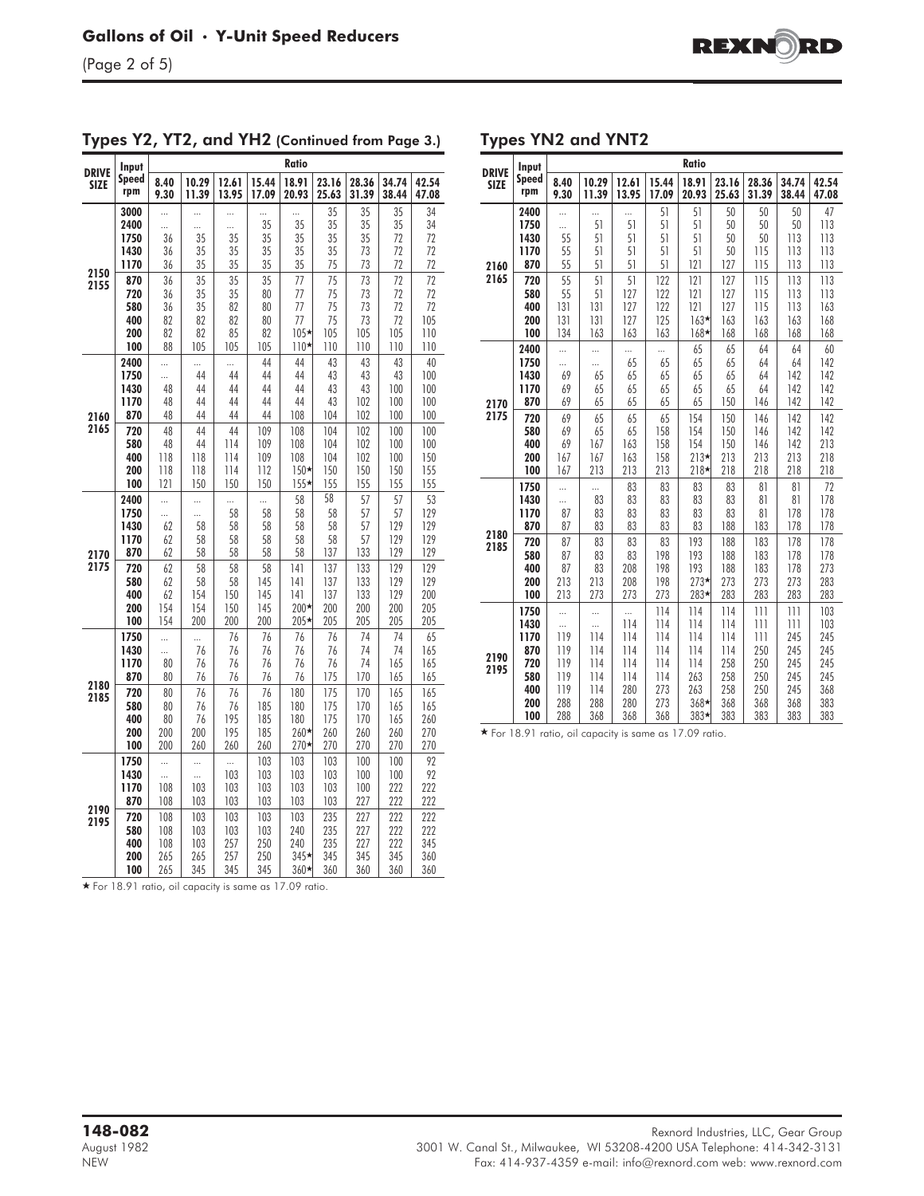## Types Y2, YT2, and YH2 (Continued from Page 3.)

| DRIVE SIZE | Input Speed rpm | Ratio | | | | | | | | |
|---|---|---|---|---|---|---|---|---|---|---|
| | | 8.40 9.30 | 10.29 11.39 | 12.61 13.95 | 15.44 17.09 | 18.91 20.93 | 23.16 25.63 | 28.36 31.39 | 34.74 38.44 | 42.54 47.08 |
| 2150 2155 | 3000 | ... | ... | ... | ... | ... | 35 | 35 | 35 | 34 |
| | 2400 | ... | ... | ... | 35 | 35 | 35 | 35 | 35 | 34 |
| | 1750 | 36 | 35 | 35 | 35 | 35 | 35 | 35 | 72 | 72 |
| | 1430 | 36 | 35 | 35 | 35 | 35 | 35 | 73 | 72 | 72 |
| | 1170 | 36 | 35 | 35 | 35 | 35 | 75 | 73 | 72 | 72 |
| | 870 | 36 | 35 | 35 | 35 | 77 | 75 | 73 | 72 | 72 |
| | 720 | 36 | 35 | 35 | 80 | 77 | 75 | 73 | 72 | 72 |
| | 580 | 36 | 35 | 82 | 80 | 77 | 75 | 73 | 72 | 72 |
| | 400 | 82 | 82 | 82 | 80 | 77 | 75 | 73 | 72 | 105 |
| | 200 | 82 | 82 | 85 | 82 | 105★ | 105 | 105 | 105 | 110 |
| | 100 | 88 | 105 | 105 | 105 | 110★ | 110 | 110 | 110 | 110 |
| 2160 2165 | 2400 | ... | ... | ... | 44 | 44 | 43 | 43 | 43 | 40 |
| | 1750 | ... | 44 | 44 | 44 | 44 | 43 | 43 | 43 | 100 |
| | 1430 | 48 | 44 | 44 | 44 | 44 | 43 | 43 | 100 | 100 |
| | 1170 | 48 | 44 | 44 | 44 | 44 | 43 | 102 | 100 | 100 |
| | 870 | 48 | 44 | 44 | 44 | 108 | 104 | 102 | 100 | 100 |
| | 720 | 48 | 44 | 44 | 109 | 108 | 104 | 102 | 100 | 100 |
| | 580 | 48 | 44 | 114 | 109 | 108 | 104 | 102 | 100 | 100 |
| | 400 | 118 | 118 | 114 | 109 | 108 | 104 | 102 | 100 | 150 |
| | 200 | 118 | 118 | 114 | 112 | 150★ | 150 | 150 | 150 | 155 |
| | 100 | 121 | 150 | 150 | 150 | 155★ | 155 | 155 | 155 | 155 |
| 2170 2175 | 2400 | ... | ... | ... | ... | 58 | 58 | 57 | 57 | 53 |
| | 1750 | ... | ... | 58 | 58 | 58 | 58 | 57 | 57 | 129 |
| | 1430 | 62 | 58 | 58 | 58 | 58 | 58 | 57 | 129 | 129 |
| | 1170 | 62 | 58 | 58 | 58 | 58 | 58 | 57 | 129 | 129 |
| | 870 | 62 | 58 | 58 | 58 | 58 | 137 | 133 | 129 | 129 |
| | 720 | 62 | 58 | 58 | 58 | 141 | 137 | 133 | 129 | 129 |
| | 580 | 62 | 58 | 58 | 145 | 141 | 137 | 133 | 129 | 129 |
| | 400 | 62 | 154 | 150 | 145 | 141 | 137 | 133 | 129 | 200 |
| | 200 | 154 | 154 | 150 | 145 | 200★ | 200 | 200 | 200 | 205 |
| | 100 | 154 | 200 | 200 | 200 | 205★ | 205 | 205 | 205 | 205 |
| 2180 2185 | 1750 | ... | ... | 76 | 76 | 76 | 76 | 74 | 74 | 65 |
| | 1430 | ... | 76 | 76 | 76 | 76 | 76 | 74 | 74 | 165 |
| | 1170 | 80 | 76 | 76 | 76 | 76 | 76 | 74 | 165 | 165 |
| | 870 | 80 | 76 | 76 | 76 | 76 | 175 | 170 | 165 | 165 |
| | 720 | 80 | 76 | 76 | 76 | 180 | 175 | 170 | 165 | 165 |
| | 580 | 80 | 76 | 76 | 185 | 180 | 175 | 170 | 165 | 165 |
| | 400 | 80 | 76 | 195 | 185 | 180 | 175 | 170 | 165 | 260 |
| | 200 | 200 | 200 | 195 | 185 | 260★ | 260 | 260 | 260 | 270 |
| | 100 | 200 | 260 | 260 | 260 | 270★ | 270 | 270 | 270 | 270 |
| 2190 2195 | 1750 | ... | ... | ... | 103 | 103 | 103 | 100 | 100 | 92 |
| | 1430 | ... | ... | 103 | 103 | 103 | 103 | 100 | 100 | 92 |
| | 1170 | 108 | 103 | 103 | 103 | 103 | 103 | 100 | 222 | 222 |
| | 870 | 108 | 103 | 103 | 103 | 103 | 103 | 227 | 222 | 222 |
| | 720 | 108 | 103 | 103 | 103 | 103 | 235 | 227 | 222 | 222 |
| | 580 | 108 | 103 | 103 | 103 | 240 | 235 | 227 | 222 | 222 |
| | 400 | 108 | 103 | 257 | 250 | 240 | 235 | 227 | 222 | 345 |
| | 200 | 265 | 265 | 257 | 250 | 345★ | 345 | 345 | 345 | 360 |
| | 100 | 265 | 345 | 345 | 345 | 360★ | 360 | 360 | 360 | 360 |

★ For 18.91 ratio, oil capacity is same as 17.09 ratio.

## Types YN2 and YNT2

| DRIVE SIZE | Input Speed rpm | Ratio | | | | | | | | |
|---|---|---|---|---|---|---|---|---|---|---|
| | | 8.40 9.30 | 10.29 11.39 | 12.61 13.95 | 15.44 17.09 | 18.91 20.93 | 23.16 25.63 | 28.36 31.39 | 34.74 38.44 | 42.54 47.08 |
| 2160 2165 | 2400 | ... | ... | ... | 51 | 51 | 50 | 50 | 50 | 47 |
| | 1750 | ... | 51 | 51 | 51 | 51 | 50 | 50 | 50 | 113 |
| | 1430 | 55 | 51 | 51 | 51 | 51 | 50 | 50 | 113 | 113 |
| | 1170 | 55 | 51 | 51 | 51 | 51 | 50 | 115 | 113 | 113 |
| | 870 | 55 | 51 | 51 | 51 | 121 | 127 | 115 | 113 | 113 |
| | 720 | 55 | 51 | 51 | 122 | 121 | 127 | 115 | 113 | 113 |
| | 580 | 55 | 51 | 127 | 122 | 121 | 127 | 115 | 113 | 113 |
| | 400 | 131 | 131 | 127 | 122 | 121 | 127 | 115 | 113 | 163 |
| | 200 | 131 | 131 | 127 | 125 | 163★ | 163 | 163 | 163 | 168 |
| | 100 | 134 | 163 | 163 | 163 | 168★ | 168 | 168 | 168 | 168 |
| 2170 2175 | 2400 | ... | ... | ... | ... | 65 | 65 | 64 | 64 | 60 |
| | 1750 | ... | ... | 65 | 65 | 65 | 65 | 64 | 64 | 142 |
| | 1430 | 69 | 65 | 65 | 65 | 65 | 65 | 64 | 142 | 142 |
| | 1170 | 69 | 65 | 65 | 65 | 65 | 65 | 64 | 142 | 142 |
| | 870 | 69 | 65 | 65 | 65 | 65 | 150 | 146 | 142 | 142 |
| | 720 | 69 | 65 | 65 | 65 | 154 | 150 | 146 | 142 | 142 |
| | 580 | 69 | 65 | 65 | 158 | 154 | 150 | 146 | 142 | 142 |
| | 400 | 69 | 167 | 163 | 158 | 154 | 150 | 146 | 142 | 213 |
| | 200 | 167 | 167 | 163 | 158 | 213★ | 213 | 213 | 213 | 218 |
| | 100 | 167 | 213 | 213 | 213 | 218★ | 218 | 218 | 218 | 218 |
| 2180 2185 | 1750 | ... | ... | 83 | 83 | 83 | 83 | 81 | 81 | 72 |
| | 1430 | ... | 83 | 83 | 83 | 83 | 83 | 81 | 81 | 178 |
| | 1170 | 87 | 83 | 83 | 83 | 83 | 83 | 81 | 178 | 178 |
| | 870 | 87 | 83 | 83 | 83 | 83 | 188 | 183 | 178 | 178 |
| | 720 | 87 | 83 | 83 | 83 | 193 | 188 | 183 | 178 | 178 |
| | 580 | 87 | 83 | 83 | 198 | 193 | 188 | 183 | 178 | 178 |
| | 400 | 87 | 83 | 208 | 198 | 193 | 188 | 183 | 178 | 273 |
| | 200 | 213 | 213 | 208 | 198 | 273★ | 273 | 273 | 273 | 283 |
| | 100 | 213 | 273 | 273 | 273 | 283★ | 283 | 283 | 283 | 283 |
| 2190 2195 | 1750 | ... | ... | ... | 114 | 114 | 114 | 111 | 111 | 103 |
| | 1430 | ... | ... | 114 | 114 | 114 | 114 | 111 | 111 | 103 |
| | 1170 | 119 | 114 | 114 | 114 | 114 | 114 | 111 | 245 | 245 |
| | 870 | 119 | 114 | 114 | 114 | 114 | 114 | 250 | 245 | 245 |
| | 720 | 119 | 114 | 114 | 114 | 114 | 258 | 250 | 245 | 245 |
| | 580 | 119 | 114 | 114 | 114 | 263 | 258 | 250 | 245 | 245 |
| | 400 | 119 | 114 | 280 | 273 | 263 | 258 | 250 | 245 | 368 |
| | 200 | 288 | 288 | 280 | 273 | 368★ | 368 | 368 | 368 | 383 |
| | 100 | 288 | 368 | 368 | 368 | 383★ | 383 | 383 | 383 | 383 |

★ For 18.91 ratio, oil capacity is same as 17.09 ratio.

**148-082**
August 1982
NEW

Rexnord Industries, LLC, Gear Group
3001 W. Canal St., Milwaukee, WI 53208-4200 USA Telephone: 414-342-3131
Fax: 414-937-4359 e-mail: info@rexnord.com web: www.rexnord.com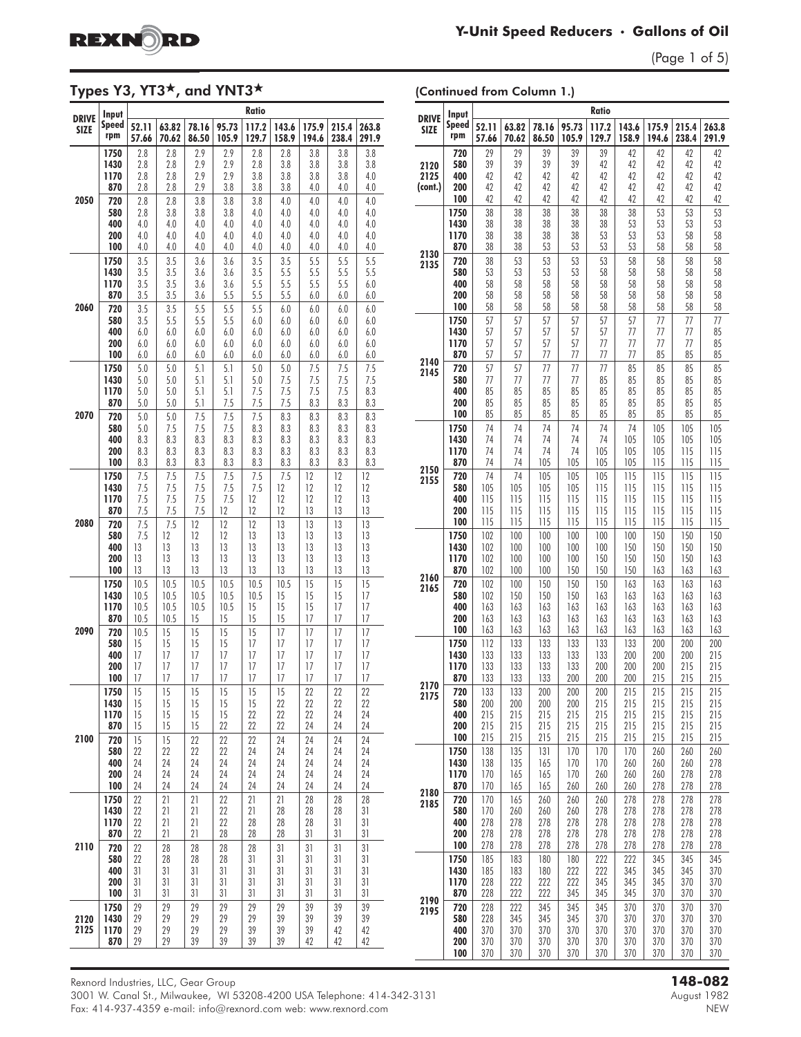## Y-Unit Speed Reducers • Gallons of Oil

### Types Y3, YT3★, and YNT3★

| DRIVE SIZE | Input Speed rpm | Ratio 52.11 57.66 | 63.82 70.62 | 78.16 86.50 | 95.73 105.9 | 117.2 129.7 | 143.6 158.9 | 175.9 194.6 | 215.4 238.4 | 263.8 291.9 |
|---|---|---|---|---|---|---|---|---|---|---|
| 2050 | 1750 | 2.8 | 2.8 | 2.9 | 2.9 | 2.8 | 2.8 | 3.8 | 3.8 | 3.8 |
| | 1430 | 2.8 | 2.8 | 2.9 | 2.9 | 2.8 | 3.8 | 3.8 | 3.8 | 3.8 |
| | 1170 | 2.8 | 2.8 | 2.9 | 2.9 | 3.8 | 3.8 | 3.8 | 3.8 | 4.0 |
| | 870 | 2.8 | 2.8 | 2.9 | 3.8 | 3.8 | 3.8 | 4.0 | 4.0 | 4.0 |
| | 720 | 2.8 | 2.8 | 3.8 | 3.8 | 3.8 | 4.0 | 4.0 | 4.0 | 4.0 |
| | 580 | 2.8 | 3.8 | 3.8 | 3.8 | 4.0 | 4.0 | 4.0 | 4.0 | 4.0 |
| | 400 | 4.0 | 4.0 | 4.0 | 4.0 | 4.0 | 4.0 | 4.0 | 4.0 | 4.0 |
| | 200 | 4.0 | 4.0 | 4.0 | 4.0 | 4.0 | 4.0 | 4.0 | 4.0 | 4.0 |
| | 100 | 4.0 | 4.0 | 4.0 | 4.0 | 4.0 | 4.0 | 4.0 | 4.0 | 4.0 |
| 2060 | 1750 | 3.5 | 3.5 | 3.6 | 3.6 | 3.5 | 3.5 | 5.5 | 5.5 | 5.5 |
| | 1430 | 3.5 | 3.5 | 3.6 | 3.6 | 3.5 | 5.5 | 5.5 | 5.5 | 5.5 |
| | 1170 | 3.5 | 3.5 | 3.6 | 3.6 | 5.5 | 5.5 | 5.5 | 5.5 | 6.0 |
| | 870 | 3.5 | 3.5 | 3.6 | 5.5 | 5.5 | 5.5 | 6.0 | 6.0 | 6.0 |
| | 720 | 3.5 | 3.5 | 5.5 | 5.5 | 5.5 | 6.0 | 6.0 | 6.0 | 6.0 |
| | 580 | 3.5 | 5.5 | 5.5 | 5.5 | 6.0 | 6.0 | 6.0 | 6.0 | 6.0 |
| | 400 | 6.0 | 6.0 | 6.0 | 6.0 | 6.0 | 6.0 | 6.0 | 6.0 | 6.0 |
| | 200 | 6.0 | 6.0 | 6.0 | 6.0 | 6.0 | 6.0 | 6.0 | 6.0 | 6.0 |
| | 100 | 6.0 | 6.0 | 6.0 | 6.0 | 6.0 | 6.0 | 6.0 | 6.0 | 6.0 |
| 2070 | 1750 | 5.0 | 5.0 | 5.1 | 5.1 | 5.0 | 5.0 | 7.5 | 7.5 | 7.5 |
| | 1430 | 5.0 | 5.0 | 5.1 | 5.1 | 5.0 | 7.5 | 7.5 | 7.5 | 7.5 |
| | 1170 | 5.0 | 5.0 | 5.1 | 5.1 | 7.5 | 7.5 | 7.5 | 7.5 | 8.3 |
| | 870 | 5.0 | 5.0 | 5.1 | 7.5 | 7.5 | 7.5 | 8.3 | 8.3 | 8.3 |
| | 720 | 5.0 | 5.0 | 7.5 | 7.5 | 7.5 | 8.3 | 8.3 | 8.3 | 8.3 |
| | 580 | 5.0 | 7.5 | 7.5 | 7.5 | 8.3 | 8.3 | 8.3 | 8.3 | 8.3 |
| | 400 | 8.3 | 8.3 | 8.3 | 8.3 | 8.3 | 8.3 | 8.3 | 8.3 | 8.3 |
| | 200 | 8.3 | 8.3 | 8.3 | 8.3 | 8.3 | 8.3 | 8.3 | 8.3 | 8.3 |
| | 100 | 8.3 | 8.3 | 8.3 | 8.3 | 8.3 | 8.3 | 8.3 | 8.3 | 8.3 |
| 2080 | 1750 | 7.5 | 7.5 | 7.5 | 7.5 | 7.5 | 7.5 | 12 | 12 | 12 |
| | 1430 | 7.5 | 7.5 | 7.5 | 7.5 | 7.5 | 12 | 12 | 12 | 12 |
| | 1170 | 7.5 | 7.5 | 7.5 | 7.5 | 12 | 12 | 12 | 12 | 13 |
| | 870 | 7.5 | 7.5 | 7.5 | 12 | 12 | 12 | 13 | 13 | 13 |
| | 720 | 7.5 | 7.5 | 12 | 12 | 12 | 13 | 13 | 13 | 13 |
| | 580 | 7.5 | 12 | 12 | 12 | 13 | 13 | 13 | 13 | 13 |
| | 400 | 13 | 13 | 13 | 13 | 13 | 13 | 13 | 13 | 13 |
| | 200 | 13 | 13 | 13 | 13 | 13 | 13 | 13 | 13 | 13 |
| | 100 | 13 | 13 | 13 | 13 | 13 | 13 | 13 | 13 | 13 |
| 2090 | 1750 | 10.5 | 10.5 | 10.5 | 10.5 | 10.5 | 10.5 | 15 | 15 | 15 |
| | 1430 | 10.5 | 10.5 | 10.5 | 10.5 | 10.5 | 15 | 15 | 15 | 17 |
| | 1170 | 10.5 | 10.5 | 10.5 | 10.5 | 15 | 15 | 15 | 17 | 17 |
| | 870 | 10.5 | 10.5 | 15 | 15 | 15 | 15 | 17 | 17 | 17 |
| | 720 | 10.5 | 15 | 15 | 15 | 15 | 17 | 17 | 17 | 17 |
| | 580 | 15 | 15 | 15 | 15 | 17 | 17 | 17 | 17 | 17 |
| | 400 | 17 | 17 | 17 | 17 | 17 | 17 | 17 | 17 | 17 |
| | 200 | 17 | 17 | 17 | 17 | 17 | 17 | 17 | 17 | 17 |
| | 100 | 17 | 17 | 17 | 17 | 17 | 17 | 17 | 17 | 17 |
| 2100 | 1750 | 15 | 15 | 15 | 15 | 15 | 15 | 22 | 22 | 22 |
| | 1430 | 15 | 15 | 15 | 15 | 15 | 22 | 22 | 22 | 22 |
| | 1170 | 15 | 15 | 15 | 15 | 22 | 22 | 22 | 24 | 24 |
| | 870 | 15 | 15 | 15 | 22 | 22 | 22 | 24 | 24 | 24 |
| | 720 | 15 | 15 | 22 | 22 | 22 | 24 | 24 | 24 | 24 |
| | 580 | 22 | 22 | 22 | 22 | 24 | 24 | 24 | 24 | 24 |
| | 400 | 24 | 24 | 24 | 24 | 24 | 24 | 24 | 24 | 24 |
| | 200 | 24 | 24 | 24 | 24 | 24 | 24 | 24 | 24 | 24 |
| | 100 | 24 | 24 | 24 | 24 | 24 | 24 | 24 | 24 | 24 |
| 2110 | 1750 | 22 | 21 | 21 | 22 | 21 | 21 | 28 | 28 | 28 |
| | 1430 | 22 | 21 | 21 | 22 | 21 | 28 | 28 | 28 | 31 |
| | 1170 | 22 | 21 | 21 | 22 | 28 | 28 | 28 | 31 | 31 |
| | 870 | 22 | 21 | 21 | 28 | 28 | 28 | 31 | 31 | 31 |
| | 720 | 22 | 28 | 28 | 28 | 28 | 31 | 31 | 31 | 31 |
| | 580 | 22 | 28 | 28 | 28 | 31 | 31 | 31 | 31 | 31 |
| | 400 | 31 | 31 | 31 | 31 | 31 | 31 | 31 | 31 | 31 |
| | 200 | 31 | 31 | 31 | 31 | 31 | 31 | 31 | 31 | 31 |
| | 100 | 31 | 31 | 31 | 31 | 31 | 31 | 31 | 31 | 31 |
| 2120 2125 | 1750 | 29 | 29 | 29 | 29 | 29 | 29 | 39 | 39 | 39 |
| | 1430 | 29 | 29 | 29 | 29 | 29 | 39 | 39 | 39 | 39 |
| | 1170 | 29 | 29 | 29 | 29 | 39 | 39 | 39 | 42 | 42 |
| | 870 | 29 | 29 | 39 | 39 | 39 | 39 | 42 | 42 | 42 |

(Continued from Column 1.)

| DRIVE SIZE | Input Speed rpm | Ratio 52.11 57.66 | 63.82 70.62 | 78.16 86.50 | 95.73 105.9 | 117.2 129.7 | 143.6 158.9 | 175.9 194.6 | 215.4 238.4 | 263.8 291.9 |
|---|---|---|---|---|---|---|---|---|---|---|
| 2120 2125 (cont.) | 720 | 29 | 29 | 39 | 39 | 39 | 42 | 42 | 42 | 42 |
| | 580 | 39 | 39 | 39 | 39 | 42 | 42 | 42 | 42 | 42 |
| | 400 | 42 | 42 | 42 | 42 | 42 | 42 | 42 | 42 | 42 |
| | 200 | 42 | 42 | 42 | 42 | 42 | 42 | 42 | 42 | 42 |
| | 100 | 42 | 42 | 42 | 42 | 42 | 42 | 42 | 42 | 42 |
| 2130 2135 | 1750 | 38 | 38 | 38 | 38 | 38 | 38 | 53 | 53 | 53 |
| | 1430 | 38 | 38 | 38 | 38 | 38 | 53 | 53 | 53 | 53 |
| | 1170 | 38 | 38 | 38 | 38 | 53 | 53 | 53 | 58 | 58 |
| | 870 | 38 | 38 | 53 | 53 | 53 | 53 | 58 | 58 | 58 |
| | 720 | 38 | 53 | 53 | 53 | 53 | 58 | 58 | 58 | 58 |
| | 580 | 53 | 53 | 53 | 53 | 58 | 58 | 58 | 58 | 58 |
| | 400 | 58 | 58 | 58 | 58 | 58 | 58 | 58 | 58 | 58 |
| | 200 | 58 | 58 | 58 | 58 | 58 | 58 | 58 | 58 | 58 |
| | 100 | 58 | 58 | 58 | 58 | 58 | 58 | 58 | 58 | 58 |
| 2140 2145 | 1750 | 57 | 57 | 57 | 57 | 57 | 57 | 77 | 77 | 77 |
| | 1430 | 57 | 57 | 57 | 57 | 57 | 77 | 77 | 77 | 85 |
| | 1170 | 57 | 57 | 57 | 57 | 77 | 77 | 77 | 77 | 85 |
| | 870 | 57 | 57 | 77 | 77 | 77 | 77 | 85 | 85 | 85 |
| | 720 | 57 | 57 | 77 | 77 | 77 | 85 | 85 | 85 | 85 |
| | 580 | 77 | 77 | 77 | 77 | 85 | 85 | 85 | 85 | 85 |
| | 400 | 85 | 85 | 85 | 85 | 85 | 85 | 85 | 85 | 85 |
| | 200 | 85 | 85 | 85 | 85 | 85 | 85 | 85 | 85 | 85 |
| | 100 | 85 | 85 | 85 | 85 | 85 | 85 | 85 | 85 | 85 |
| 2150 2155 | 1750 | 74 | 74 | 74 | 74 | 74 | 74 | 105 | 105 | 105 |
| | 1430 | 74 | 74 | 74 | 74 | 74 | 105 | 105 | 105 | 105 |
| | 1170 | 74 | 74 | 74 | 74 | 105 | 105 | 105 | 115 | 115 |
| | 870 | 74 | 74 | 105 | 105 | 105 | 105 | 115 | 115 | 115 |
| | 720 | 74 | 74 | 105 | 105 | 105 | 115 | 115 | 115 | 115 |
| | 580 | 105 | 105 | 105 | 105 | 115 | 115 | 115 | 115 | 115 |
| | 400 | 115 | 115 | 115 | 115 | 115 | 115 | 115 | 115 | 115 |
| | 200 | 115 | 115 | 115 | 115 | 115 | 115 | 115 | 115 | 115 |
| | 100 | 115 | 115 | 115 | 115 | 115 | 115 | 115 | 115 | 115 |
| 2160 2165 | 1750 | 102 | 100 | 100 | 100 | 100 | 100 | 150 | 150 | 150 |
| | 1430 | 102 | 100 | 100 | 100 | 100 | 150 | 150 | 150 | 150 |
| | 1170 | 102 | 100 | 100 | 100 | 150 | 150 | 150 | 150 | 163 |
| | 870 | 102 | 100 | 100 | 150 | 150 | 150 | 163 | 163 | 163 |
| | 720 | 102 | 100 | 150 | 150 | 150 | 163 | 163 | 163 | 163 |
| | 580 | 102 | 150 | 150 | 150 | 163 | 163 | 163 | 163 | 163 |
| | 400 | 163 | 163 | 163 | 163 | 163 | 163 | 163 | 163 | 163 |
| | 200 | 163 | 163 | 163 | 163 | 163 | 163 | 163 | 163 | 163 |
| | 100 | 163 | 163 | 163 | 163 | 163 | 163 | 163 | 163 | 163 |
| 2170 2175 | 1750 | 112 | 133 | 133 | 133 | 133 | 133 | 200 | 200 | 200 |
| | 1430 | 133 | 133 | 133 | 133 | 133 | 200 | 200 | 200 | 215 |
| | 1170 | 133 | 133 | 133 | 133 | 200 | 200 | 200 | 215 | 215 |
| | 870 | 133 | 133 | 133 | 200 | 200 | 200 | 215 | 215 | 215 |
| | 720 | 133 | 133 | 200 | 200 | 200 | 215 | 215 | 215 | 215 |
| | 580 | 200 | 200 | 200 | 200 | 215 | 215 | 215 | 215 | 215 |
| | 400 | 215 | 215 | 215 | 215 | 215 | 215 | 215 | 215 | 215 |
| | 200 | 215 | 215 | 215 | 215 | 215 | 215 | 215 | 215 | 215 |
| | 100 | 215 | 215 | 215 | 215 | 215 | 215 | 215 | 215 | 215 |
| 2180 2185 | 1750 | 138 | 135 | 131 | 170 | 170 | 170 | 260 | 260 | 260 |
| | 1430 | 138 | 135 | 165 | 170 | 170 | 260 | 260 | 260 | 278 |
| | 1170 | 170 | 165 | 165 | 170 | 260 | 260 | 260 | 278 | 278 |
| | 870 | 170 | 165 | 165 | 260 | 260 | 260 | 278 | 278 | 278 |
| | 720 | 170 | 165 | 260 | 260 | 260 | 278 | 278 | 278 | 278 |
| | 580 | 170 | 260 | 260 | 260 | 278 | 278 | 278 | 278 | 278 |
| | 400 | 278 | 278 | 278 | 278 | 278 | 278 | 278 | 278 | 278 |
| | 200 | 278 | 278 | 278 | 278 | 278 | 278 | 278 | 278 | 278 |
| | 100 | 278 | 278 | 278 | 278 | 278 | 278 | 278 | 278 | 278 |
| 2190 2195 | 1750 | 185 | 183 | 180 | 180 | 222 | 222 | 345 | 345 | 345 |
| | 1430 | 185 | 183 | 180 | 222 | 222 | 345 | 345 | 345 | 370 |
| | 1170 | 228 | 222 | 222 | 222 | 345 | 345 | 345 | 370 | 370 |
| | 870 | 228 | 222 | 222 | 345 | 345 | 345 | 370 | 370 | 370 |
| | 720 | 228 | 222 | 345 | 345 | 345 | 370 | 370 | 370 | 370 |
| | 580 | 228 | 345 | 345 | 345 | 370 | 370 | 370 | 370 | 370 |
| | 400 | 370 | 370 | 370 | 370 | 370 | 370 | 370 | 370 | 370 |
| | 200 | 370 | 370 | 370 | 370 | 370 | 370 | 370 | 370 | 370 |
| | 100 | 370 | 370 | 370 | 370 | 370 | 370 | 370 | 370 | 370 |

Rexnord Industries, LLC, Gear Group
3001 W. Canal St., Milwaukee, WI 53208-4200 USA Telephone: 414-342-3131
Fax: 414-937-4359 e-mail: info@rexnord.com web: www.rexnord.com

**148-082**
August 1982
NEW